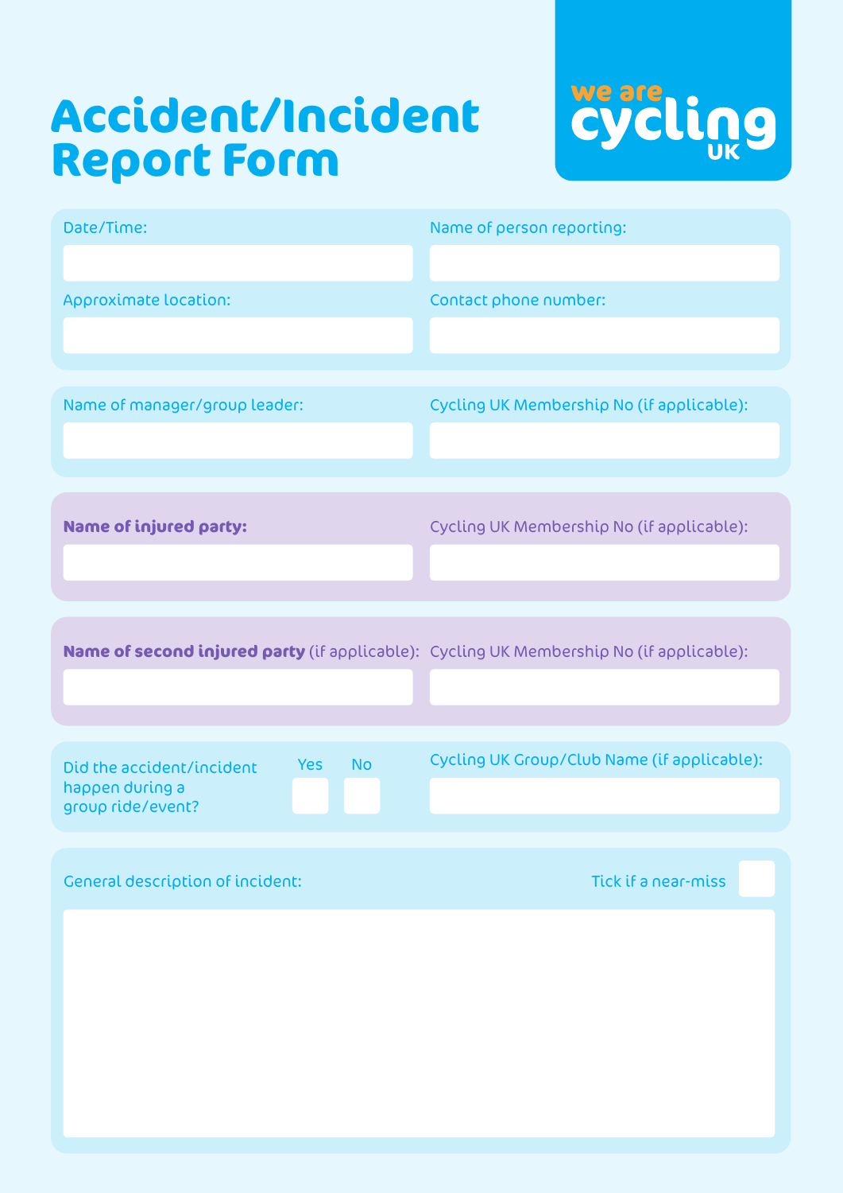# Accident/Incident Report Form

we are cycling UK

Date/Time:

Name of person reporting:

Approximate location:

Contact phone number:

Name of manager/group leader:

Cycling UK Membership No (if applicable):

**Name of injured party:**

Cycling UK Membership No (if applicable):

**Name of second injured party** (if applicable):

Cycling UK Membership No (if applicable):

Did the accident/incident happen during a group ride/event? Yes ☐ No ☐

Cycling UK Group/Club Name (if applicable):

General description of incident:

Tick if a near-miss ☐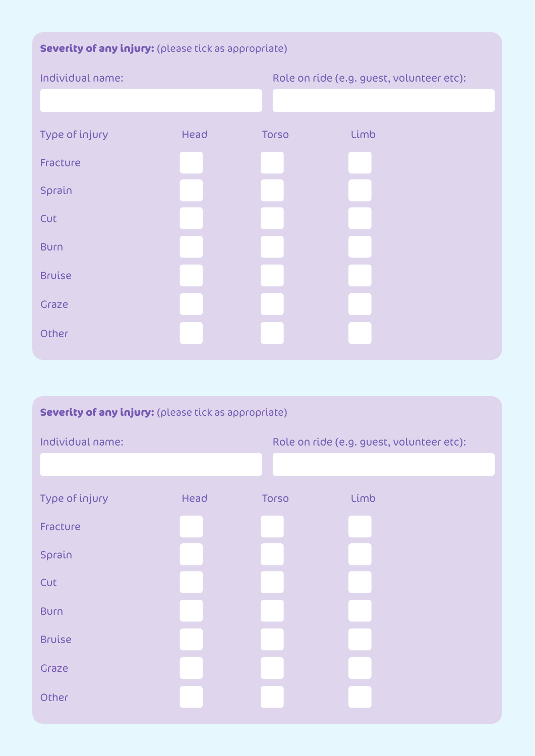**Severity of any injury:** (please tick as appropriate)

Individual name:

Role on ride (e.g. guest, volunteer etc):

| Type of injury | Head | Torso | Limb |
|---|---|---|---|
| Fracture | ☐ | ☐ | ☐ |
| Sprain | ☐ | ☐ | ☐ |
| Cut | ☐ | ☐ | ☐ |
| Burn | ☐ | ☐ | ☐ |
| Bruise | ☐ | ☐ | ☐ |
| Graze | ☐ | ☐ | ☐ |
| Other | ☐ | ☐ | ☐ |

**Severity of any injury:** (please tick as appropriate)

Individual name:

Role on ride (e.g. guest, volunteer etc):

| Type of injury | Head | Torso | Limb |
|---|---|---|---|
| Fracture | ☐ | ☐ | ☐ |
| Sprain | ☐ | ☐ | ☐ |
| Cut | ☐ | ☐ | ☐ |
| Burn | ☐ | ☐ | ☐ |
| Bruise | ☐ | ☐ | ☐ |
| Graze | ☐ | ☐ | ☐ |
| Other | ☐ | ☐ | ☐ |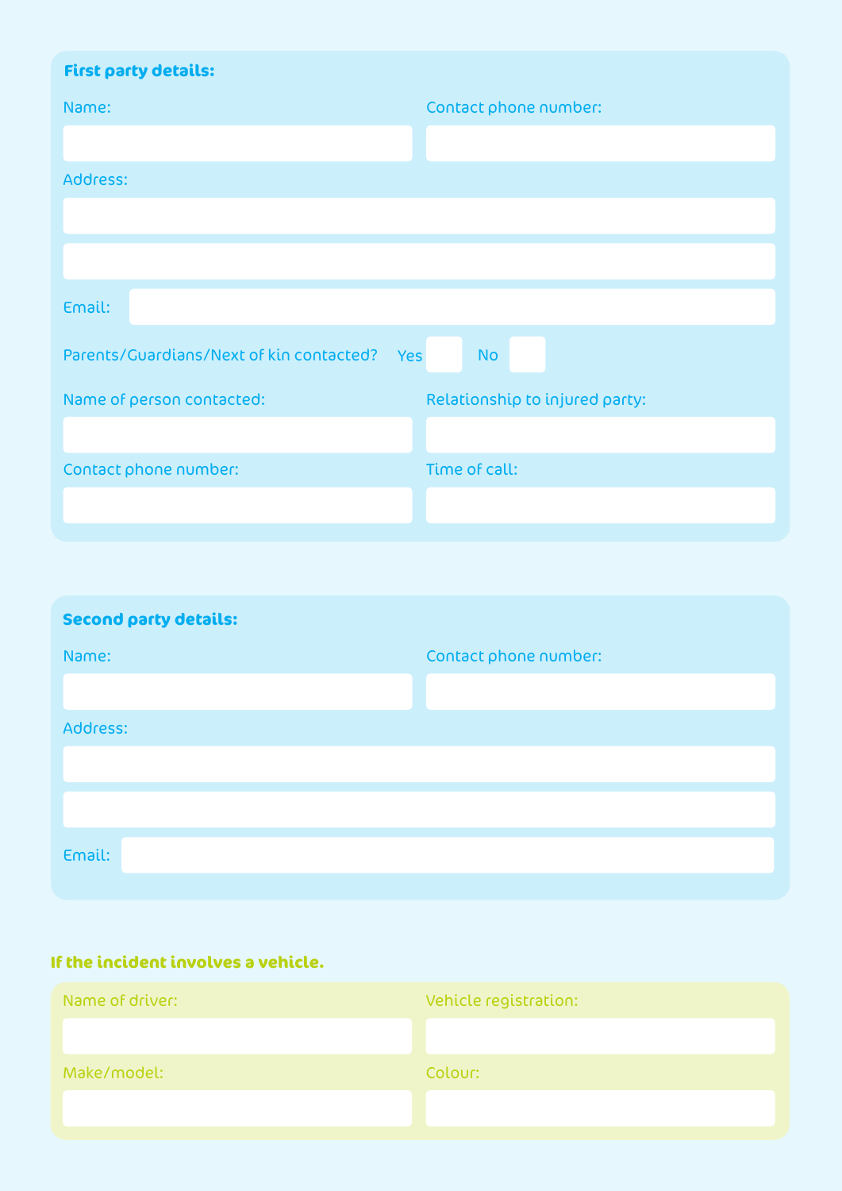**First party details:**

Name:

Contact phone number:

Address:

Email:

Parents/Guardians/Next of kin contacted? Yes ☐ No ☐

Name of person contacted:

Relationship to injured party:

Contact phone number:

Time of call:

**Second party details:**

Name:

Contact phone number:

Address:

Email:

**If the incident involves a vehicle.**

Name of driver:

Vehicle registration:

Make/model:

Colour: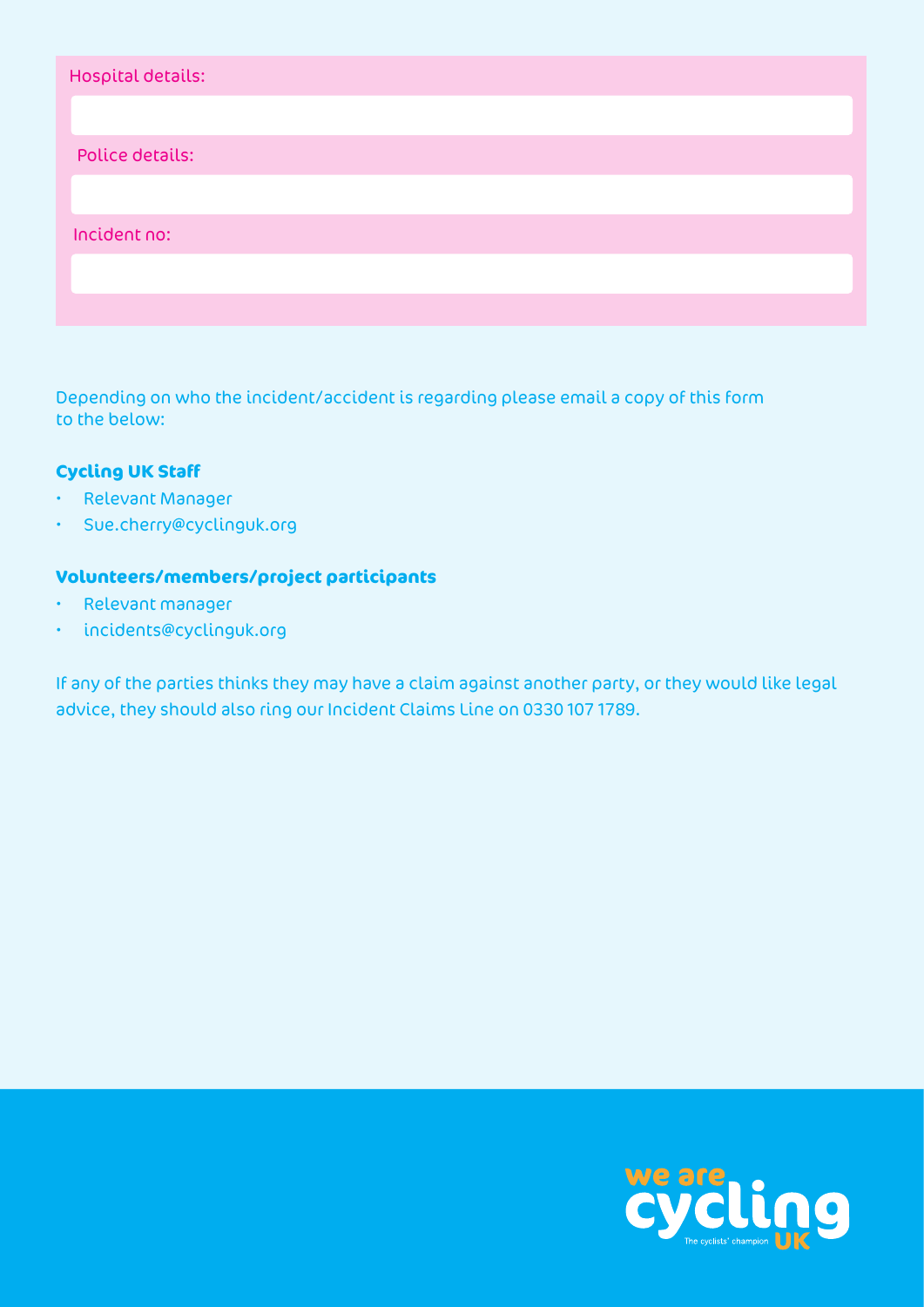Hospital details:

Police details:

Incident no:

Depending on who the incident/accident is regarding please email a copy of this form to the below:

**Cycling UK Staff**

- Relevant Manager
- Sue.cherry@cyclinguk.org

**Volunteers/members/project participants**

- Relevant manager
- incidents@cyclinguk.org

If any of the parties thinks they may have a claim against another party, or they would like legal advice, they should also ring our Incident Claims Line on 0330 107 1789.

we are cycling UK

The cyclists' champion